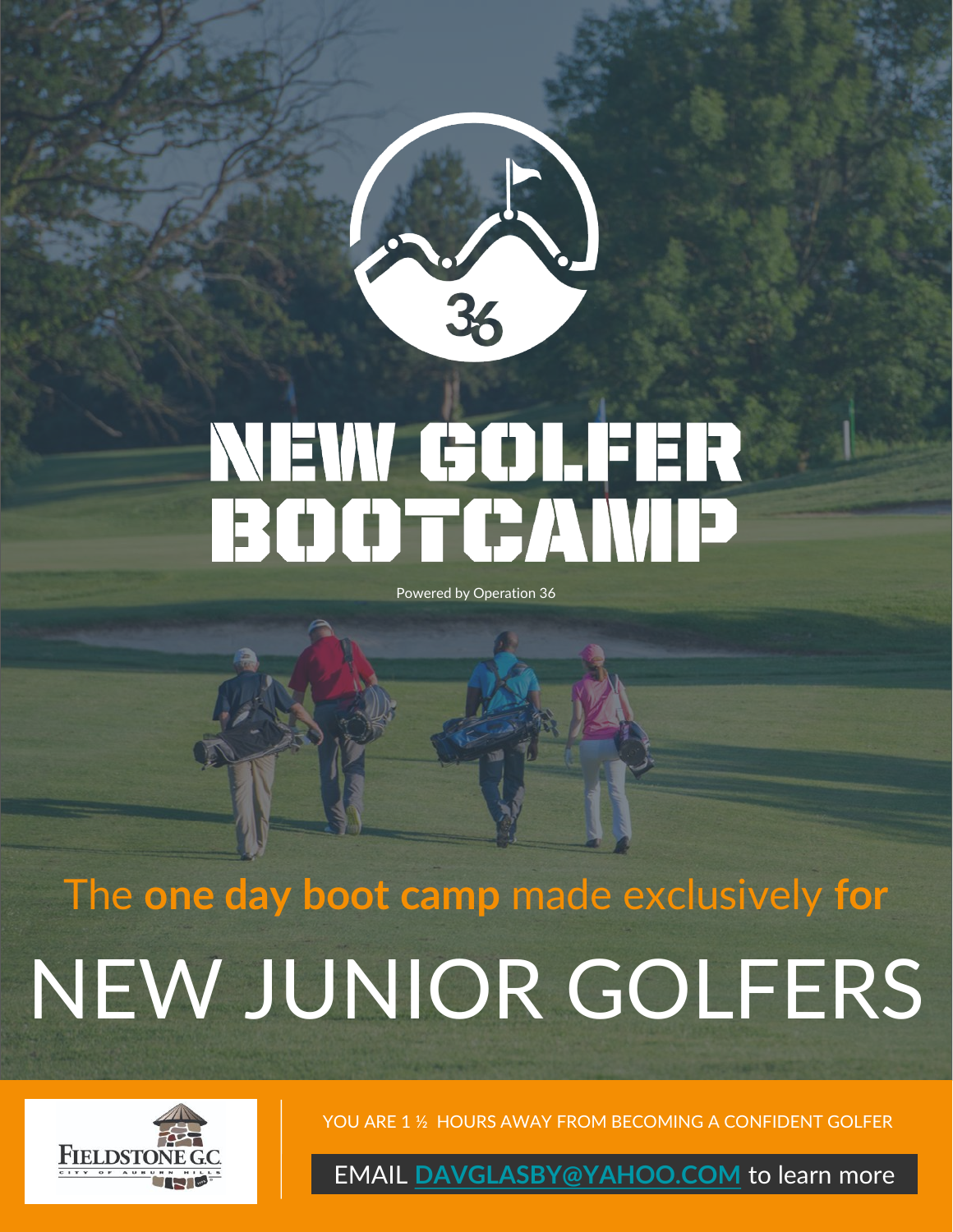# NEW GOLFER BOOTCAMP

Powered by Operation 36

The **one day boot camp** made exclusively **for**

# NEW JUNIOR GOLFERS

FIELDSTONE G.C.
CITY OF AUBURN HILLS

YOU ARE 1 ½ HOURS AWAY FROM BECOMING A CONFIDENT GOLFER

EMAIL **DAVGLASBY@YAHOO.COM** to learn more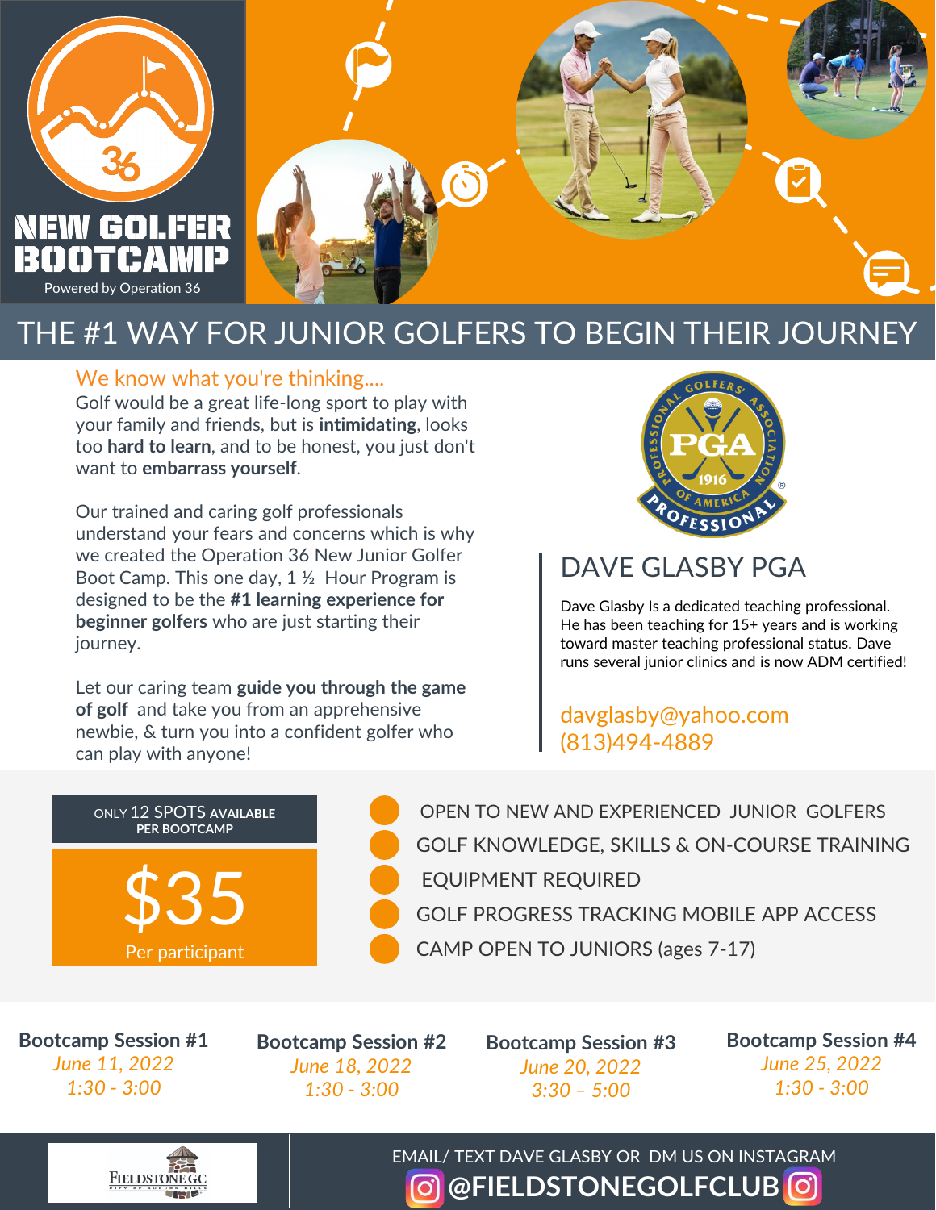# NEW GOLFER BOOTCAMP

Powered by Operation 36

## THE #1 WAY FOR JUNIOR GOLFERS TO BEGIN THEIR JOURNEY

We know what you're thinking....

Golf would be a great life-long sport to play with your family and friends, but is **intimidating**, looks too **hard to learn**, and to be honest, you just don't want to **embarrass yourself**.

Our trained and caring golf professionals understand your fears and concerns which is why we created the Operation 36 New Junior Golfer Boot Camp. This one day, 1 ½ Hour Program is designed to be the **#1 learning experience for beginner golfers** who are just starting their journey.

Let our caring team **guide you through the game of golf** and take you from an apprehensive newbie, & turn you into a confident golfer who can play with anyone!

## DAVE GLASBY PGA

Dave Glasby Is a dedicated teaching professional. He has been teaching for 15+ years and is working toward master teaching professional status. Dave runs several junior clinics and is now ADM certified!

davglasby@yahoo.com
(813)494-4889

ONLY 12 SPOTS AVAILABLE PER BOOTCAMP

**$35**
Per participant

- OPEN TO NEW AND EXPERIENCED JUNIOR GOLFERS
- GOLF KNOWLEDGE, SKILLS & ON-COURSE TRAINING
- EQUIPMENT REQUIRED
- GOLF PROGRESS TRACKING MOBILE APP ACCESS
- CAMP OPEN TO JUNIORS (ages 7-17)

**Bootcamp Session #1**
*June 11, 2022*
*1:30 - 3:00*

**Bootcamp Session #2**
*June 18, 2022*
*1:30 - 3:00*

**Bootcamp Session #3**
*June 20, 2022*
*3:30 – 5:00*

**Bootcamp Session #4**
*June 25, 2022*
*1:30 - 3:00*

FIELDSTONE GC

EMAIL/ TEXT DAVE GLASBY OR DM US ON INSTAGRAM
@FIELDSTONEGOLFCLUB